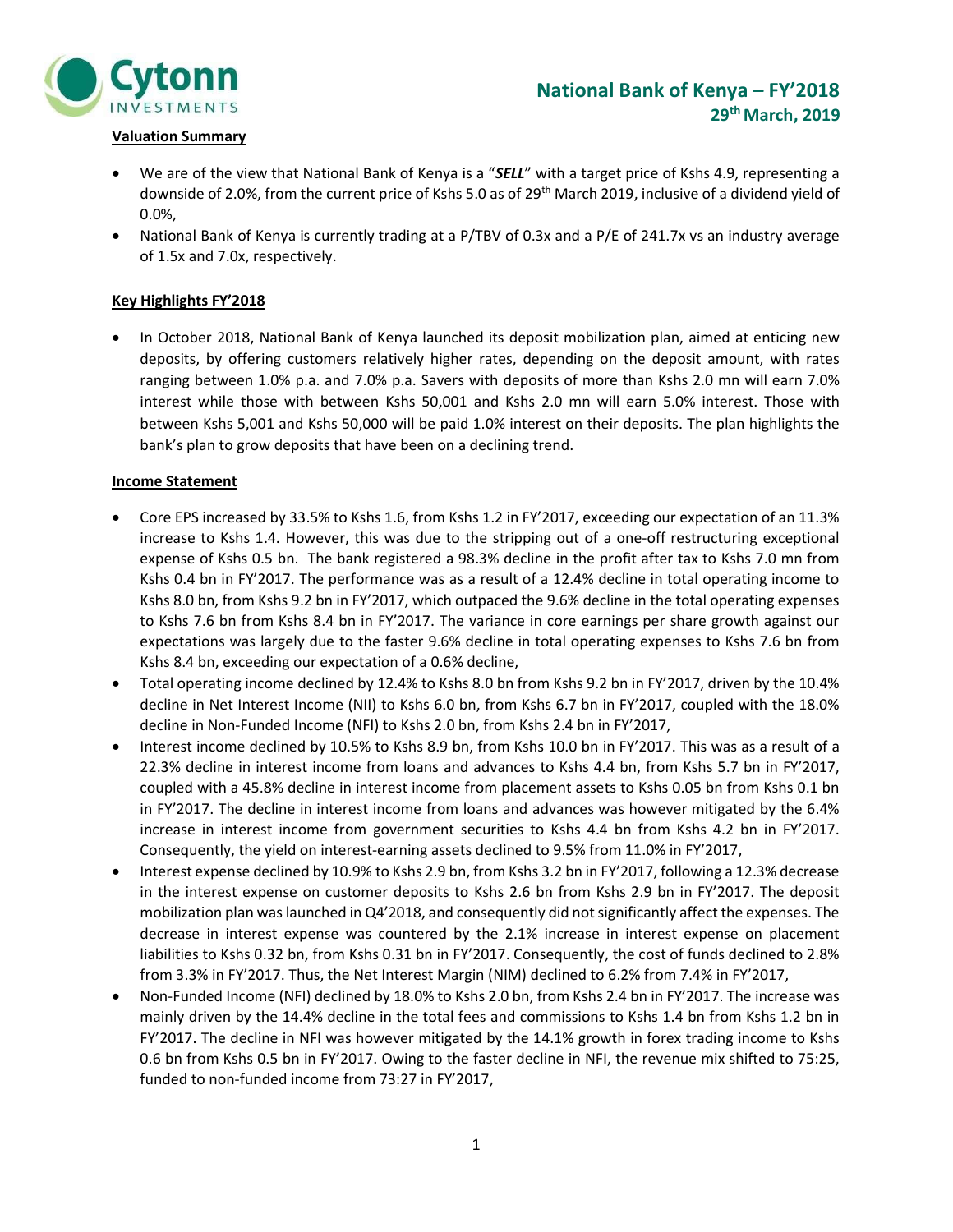# National Bank of Kenya – FY'2018

**29th March, 2019**

**Valuation Summary**

- We are of the view that National Bank of Kenya is a "***SELL***" with a target price of Kshs 4.9, representing a downside of 2.0%, from the current price of Kshs 5.0 as of 29th March 2019, inclusive of a dividend yield of 0.0%,
- National Bank of Kenya is currently trading at a P/TBV of 0.3x and a P/E of 241.7x vs an industry average of 1.5x and 7.0x, respectively.

**Key Highlights FY'2018**

- In October 2018, National Bank of Kenya launched its deposit mobilization plan, aimed at enticing new deposits, by offering customers relatively higher rates, depending on the deposit amount, with rates ranging between 1.0% p.a. and 7.0% p.a. Savers with deposits of more than Kshs 2.0 mn will earn 7.0% interest while those with between Kshs 50,001 and Kshs 2.0 mn will earn 5.0% interest. Those with between Kshs 5,001 and Kshs 50,000 will be paid 1.0% interest on their deposits. The plan highlights the bank's plan to grow deposits that have been on a declining trend.

**Income Statement**

- Core EPS increased by 33.5% to Kshs 1.6, from Kshs 1.2 in FY'2017, exceeding our expectation of an 11.3% increase to Kshs 1.4. However, this was due to the stripping out of a one-off restructuring exceptional expense of Kshs 0.5 bn. The bank registered a 98.3% decline in the profit after tax to Kshs 7.0 mn from Kshs 0.4 bn in FY'2017. The performance was as a result of a 12.4% decline in total operating income to Kshs 8.0 bn, from Kshs 9.2 bn in FY'2017, which outpaced the 9.6% decline in the total operating expenses to Kshs 7.6 bn from Kshs 8.4 bn in FY'2017. The variance in core earnings per share growth against our expectations was largely due to the faster 9.6% decline in total operating expenses to Kshs 7.6 bn from Kshs 8.4 bn, exceeding our expectation of a 0.6% decline,
- Total operating income declined by 12.4% to Kshs 8.0 bn from Kshs 9.2 bn in FY'2017, driven by the 10.4% decline in Net Interest Income (NII) to Kshs 6.0 bn, from Kshs 6.7 bn in FY'2017, coupled with the 18.0% decline in Non-Funded Income (NFI) to Kshs 2.0 bn, from Kshs 2.4 bn in FY'2017,
- Interest income declined by 10.5% to Kshs 8.9 bn, from Kshs 10.0 bn in FY'2017. This was as a result of a 22.3% decline in interest income from loans and advances to Kshs 4.4 bn, from Kshs 5.7 bn in FY'2017, coupled with a 45.8% decline in interest income from placement assets to Kshs 0.05 bn from Kshs 0.1 bn in FY'2017. The decline in interest income from loans and advances was however mitigated by the 6.4% increase in interest income from government securities to Kshs 4.4 bn from Kshs 4.2 bn in FY'2017. Consequently, the yield on interest-earning assets declined to 9.5% from 11.0% in FY'2017,
- Interest expense declined by 10.9% to Kshs 2.9 bn, from Kshs 3.2 bn in FY'2017, following a 12.3% decrease in the interest expense on customer deposits to Kshs 2.6 bn from Kshs 2.9 bn in FY'2017. The deposit mobilization plan was launched in Q4'2018, and consequently did not significantly affect the expenses. The decrease in interest expense was countered by the 2.1% increase in interest expense on placement liabilities to Kshs 0.32 bn, from Kshs 0.31 bn in FY'2017. Consequently, the cost of funds declined to 2.8% from 3.3% in FY'2017. Thus, the Net Interest Margin (NIM) declined to 6.2% from 7.4% in FY'2017,
- Non-Funded Income (NFI) declined by 18.0% to Kshs 2.0 bn, from Kshs 2.4 bn in FY'2017. The increase was mainly driven by the 14.4% decline in the total fees and commissions to Kshs 1.4 bn from Kshs 1.2 bn in FY'2017. The decline in NFI was however mitigated by the 14.1% growth in forex trading income to Kshs 0.6 bn from Kshs 0.5 bn in FY'2017. Owing to the faster decline in NFI, the revenue mix shifted to 75:25, funded to non-funded income from 73:27 in FY'2017,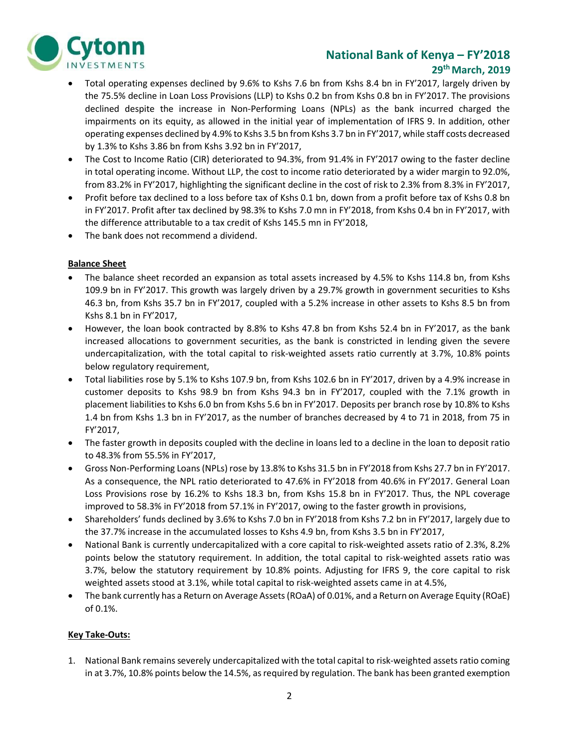- Total operating expenses declined by 9.6% to Kshs 7.6 bn from Kshs 8.4 bn in FY'2017, largely driven by the 75.5% decline in Loan Loss Provisions (LLP) to Kshs 0.2 bn from Kshs 0.8 bn in FY'2017. The provisions declined despite the increase in Non-Performing Loans (NPLs) as the bank incurred charged the impairments on its equity, as allowed in the initial year of implementation of IFRS 9. In addition, other operating expenses declined by 4.9% to Kshs 3.5 bn from Kshs 3.7 bn in FY'2017, while staff costs decreased by 1.3% to Kshs 3.86 bn from Kshs 3.92 bn in FY'2017,
- The Cost to Income Ratio (CIR) deteriorated to 94.3%, from 91.4% in FY'2017 owing to the faster decline in total operating income. Without LLP, the cost to income ratio deteriorated by a wider margin to 92.0%, from 83.2% in FY'2017, highlighting the significant decline in the cost of risk to 2.3% from 8.3% in FY'2017,
- Profit before tax declined to a loss before tax of Kshs 0.1 bn, down from a profit before tax of Kshs 0.8 bn in FY'2017. Profit after tax declined by 98.3% to Kshs 7.0 mn in FY'2018, from Kshs 0.4 bn in FY'2017, with the difference attributable to a tax credit of Kshs 145.5 mn in FY'2018,
- The bank does not recommend a dividend.

**Balance Sheet**

- The balance sheet recorded an expansion as total assets increased by 4.5% to Kshs 114.8 bn, from Kshs 109.9 bn in FY'2017. This growth was largely driven by a 29.7% growth in government securities to Kshs 46.3 bn, from Kshs 35.7 bn in FY'2017, coupled with a 5.2% increase in other assets to Kshs 8.5 bn from Kshs 8.1 bn in FY'2017,
- However, the loan book contracted by 8.8% to Kshs 47.8 bn from Kshs 52.4 bn in FY'2017, as the bank increased allocations to government securities, as the bank is constricted in lending given the severe undercapitalization, with the total capital to risk-weighted assets ratio currently at 3.7%, 10.8% points below regulatory requirement,
- Total liabilities rose by 5.1% to Kshs 107.9 bn, from Kshs 102.6 bn in FY'2017, driven by a 4.9% increase in customer deposits to Kshs 98.9 bn from Kshs 94.3 bn in FY'2017, coupled with the 7.1% growth in placement liabilities to Kshs 6.0 bn from Kshs 5.6 bn in FY'2017. Deposits per branch rose by 10.8% to Kshs 1.4 bn from Kshs 1.3 bn in FY'2017, as the number of branches decreased by 4 to 71 in 2018, from 75 in FY'2017,
- The faster growth in deposits coupled with the decline in loans led to a decline in the loan to deposit ratio to 48.3% from 55.5% in FY'2017,
- Gross Non-Performing Loans (NPLs) rose by 13.8% to Kshs 31.5 bn in FY'2018 from Kshs 27.7 bn in FY'2017. As a consequence, the NPL ratio deteriorated to 47.6% in FY'2018 from 40.6% in FY'2017. General Loan Loss Provisions rose by 16.2% to Kshs 18.3 bn, from Kshs 15.8 bn in FY'2017. Thus, the NPL coverage improved to 58.3% in FY'2018 from 57.1% in FY'2017, owing to the faster growth in provisions,
- Shareholders' funds declined by 3.6% to Kshs 7.0 bn in FY'2018 from Kshs 7.2 bn in FY'2017, largely due to the 37.7% increase in the accumulated losses to Kshs 4.9 bn, from Kshs 3.5 bn in FY'2017,
- National Bank is currently undercapitalized with a core capital to risk-weighted assets ratio of 2.3%, 8.2% points below the statutory requirement. In addition, the total capital to risk-weighted assets ratio was 3.7%, below the statutory requirement by 10.8% points. Adjusting for IFRS 9, the core capital to risk weighted assets stood at 3.1%, while total capital to risk-weighted assets came in at 4.5%,
- The bank currently has a Return on Average Assets (ROaA) of 0.01%, and a Return on Average Equity (ROaE) of 0.1%.

**Key Take-Outs:**

1. National Bank remains severely undercapitalized with the total capital to risk-weighted assets ratio coming in at 3.7%, 10.8% points below the 14.5%, as required by regulation. The bank has been granted exemption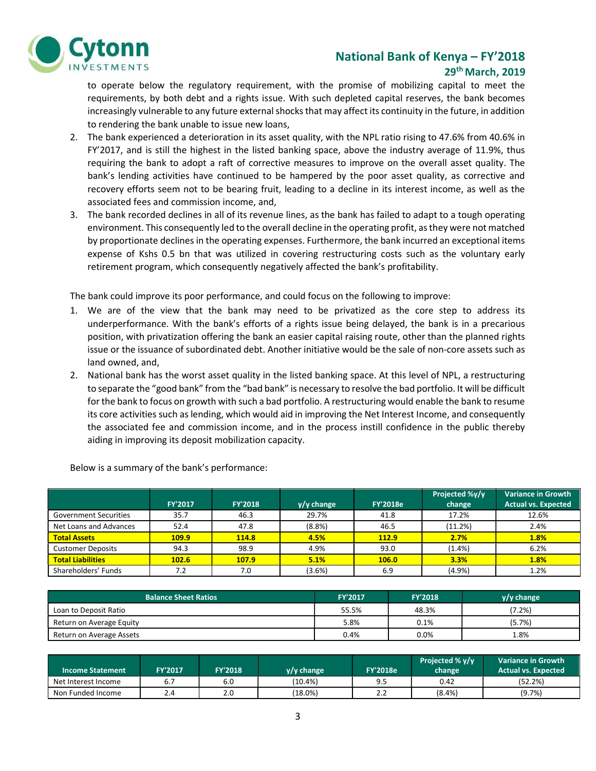to operate below the regulatory requirement, with the promise of mobilizing capital to meet the requirements, by both debt and a rights issue. With such depleted capital reserves, the bank becomes increasingly vulnerable to any future external shocks that may affect its continuity in the future, in addition to rendering the bank unable to issue new loans,

2. The bank experienced a deterioration in its asset quality, with the NPL ratio rising to 47.6% from 40.6% in FY'2017, and is still the highest in the listed banking space, above the industry average of 11.9%, thus requiring the bank to adopt a raft of corrective measures to improve on the overall asset quality. The bank's lending activities have continued to be hampered by the poor asset quality, as corrective and recovery efforts seem not to be bearing fruit, leading to a decline in its interest income, as well as the associated fees and commission income, and,
3. The bank recorded declines in all of its revenue lines, as the bank has failed to adapt to a tough operating environment. This consequently led to the overall decline in the operating profit, as they were not matched by proportionate declines in the operating expenses. Furthermore, the bank incurred an exceptional items expense of Kshs 0.5 bn that was utilized in covering restructuring costs such as the voluntary early retirement program, which consequently negatively affected the bank's profitability.

The bank could improve its poor performance, and could focus on the following to improve:

1. We are of the view that the bank may need to be privatized as the core step to address its underperformance. With the bank's efforts of a rights issue being delayed, the bank is in a precarious position, with privatization offering the bank an easier capital raising route, other than the planned rights issue or the issuance of subordinated debt. Another initiative would be the sale of non-core assets such as land owned, and,
2. National bank has the worst asset quality in the listed banking space. At this level of NPL, a restructuring to separate the "good bank" from the "bad bank" is necessary to resolve the bad portfolio. It will be difficult for the bank to focus on growth with such a bad portfolio. A restructuring would enable the bank to resume its core activities such as lending, which would aid in improving the Net Interest Income, and consequently the associated fee and commission income, and in the process instill confidence in the public thereby aiding in improving its deposit mobilization capacity.

Below is a summary of the bank's performance:

| | FY'2017 | FY'2018 | y/y change | FY'2018e | Projected %y/y change | Variance in Growth Actual vs. Expected |
|---|---|---|---|---|---|---|
| Government Securities | 35.7 | 46.3 | 29.7% | 41.8 | 17.2% | 12.6% |
| Net Loans and Advances | 52.4 | 47.8 | (8.8%) | 46.5 | (11.2%) | 2.4% |
| **Total Assets** | **109.9** | **114.8** | **4.5%** | **112.9** | **2.7%** | **1.8%** |
| Customer Deposits | 94.3 | 98.9 | 4.9% | 93.0 | (1.4%) | 6.2% |
| **Total Liabilities** | **102.6** | **107.9** | **5.1%** | **106.0** | **3.3%** | **1.8%** |
| Shareholders' Funds | 7.2 | 7.0 | (3.6%) | 6.9 | (4.9%) | 1.2% |

| Balance Sheet Ratios | FY'2017 | FY'2018 | y/y change |
|---|---|---|---|
| Loan to Deposit Ratio | 55.5% | 48.3% | (7.2%) |
| Return on Average Equity | 5.8% | 0.1% | (5.7%) |
| Return on Average Assets | 0.4% | 0.0% | 1.8% |

| Income Statement | FY'2017 | FY'2018 | y/y change | FY'2018e | Projected % y/y change | Variance in Growth Actual vs. Expected |
|---|---|---|---|---|---|---|
| Net Interest Income | 6.7 | 6.0 | (10.4%) | 9.5 | 0.42 | (52.2%) |
| Non Funded Income | 2.4 | 2.0 | (18.0%) | 2.2 | (8.4%) | (9.7%) |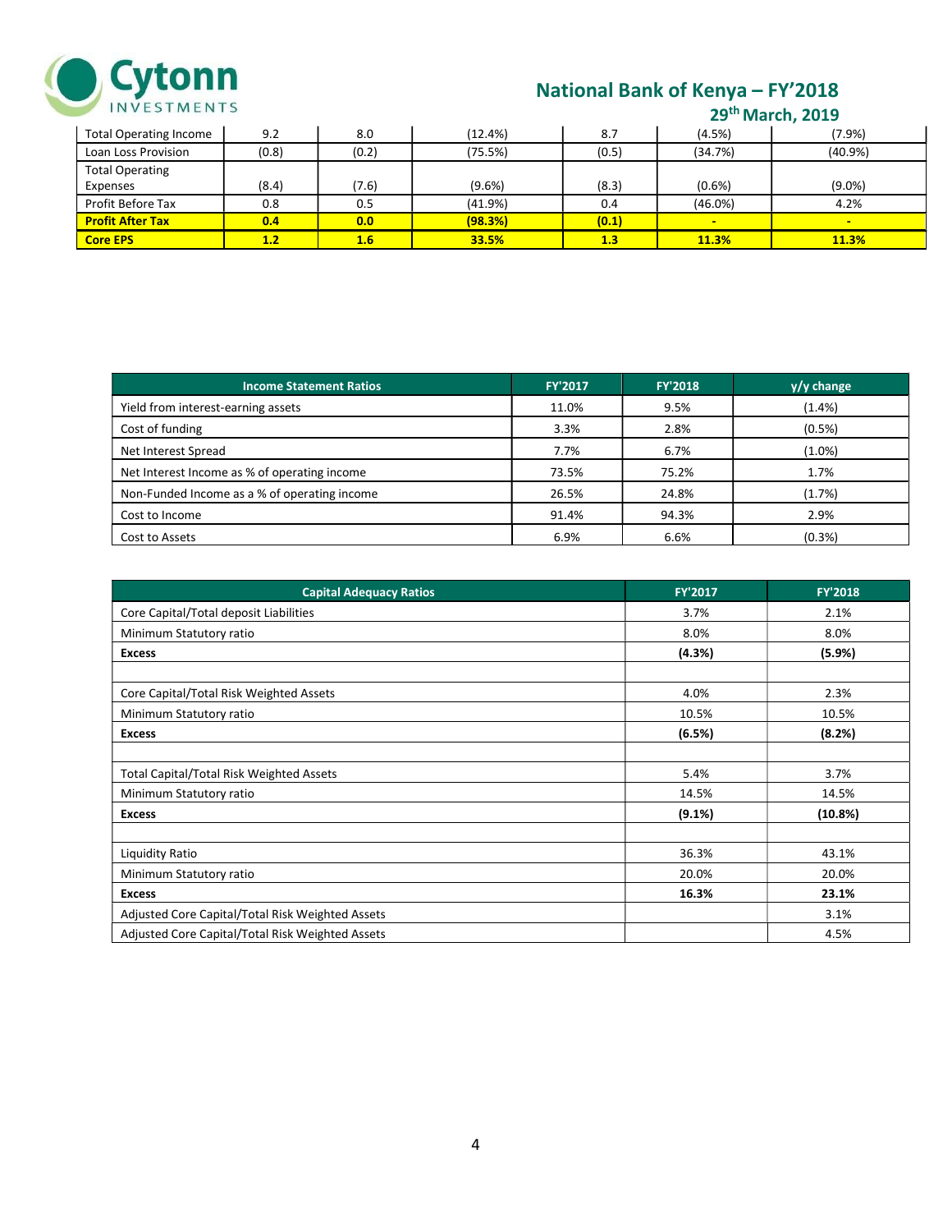| | | | | | | |
|---|---|---|---|---|---|---|
| Total Operating Income | 9.2 | 8.0 | (12.4%) | 8.7 | (4.5%) | (7.9%) |
| Loan Loss Provision | (0.8) | (0.2) | (75.5%) | (0.5) | (34.7%) | (40.9%) |
| Total Operating Expenses | (8.4) | (7.6) | (9.6%) | (8.3) | (0.6%) | (9.0%) |
| Profit Before Tax | 0.8 | 0.5 | (41.9%) | 0.4 | (46.0%) | 4.2% |
| **Profit After Tax** | **0.4** | **0.0** | **(98.3%)** | **(0.1)** | **-** | **-** |
| **Core EPS** | **1.2** | **1.6** | **33.5%** | **1.3** | **11.3%** | **11.3%** |

| Income Statement Ratios | FY'2017 | FY'2018 | y/y change |
|---|---|---|---|
| Yield from interest-earning assets | 11.0% | 9.5% | (1.4%) |
| Cost of funding | 3.3% | 2.8% | (0.5%) |
| Net Interest Spread | 7.7% | 6.7% | (1.0%) |
| Net Interest Income as % of operating income | 73.5% | 75.2% | 1.7% |
| Non-Funded Income as a % of operating income | 26.5% | 24.8% | (1.7%) |
| Cost to Income | 91.4% | 94.3% | 2.9% |
| Cost to Assets | 6.9% | 6.6% | (0.3%) |

| Capital Adequacy Ratios | FY'2017 | FY'2018 |
|---|---|---|
| Core Capital/Total deposit Liabilities | 3.7% | 2.1% |
| Minimum Statutory ratio | 8.0% | 8.0% |
| **Excess** | **(4.3%)** | **(5.9%)** |
| | | |
| Core Capital/Total Risk Weighted Assets | 4.0% | 2.3% |
| Minimum Statutory ratio | 10.5% | 10.5% |
| **Excess** | **(6.5%)** | **(8.2%)** |
| | | |
| Total Capital/Total Risk Weighted Assets | 5.4% | 3.7% |
| Minimum Statutory ratio | 14.5% | 14.5% |
| **Excess** | **(9.1%)** | **(10.8%)** |
| | | |
| Liquidity Ratio | 36.3% | 43.1% |
| Minimum Statutory ratio | 20.0% | 20.0% |
| **Excess** | **16.3%** | **23.1%** |
| Adjusted Core Capital/Total Risk Weighted Assets | | 3.1% |
| Adjusted Core Capital/Total Risk Weighted Assets | | 4.5% |